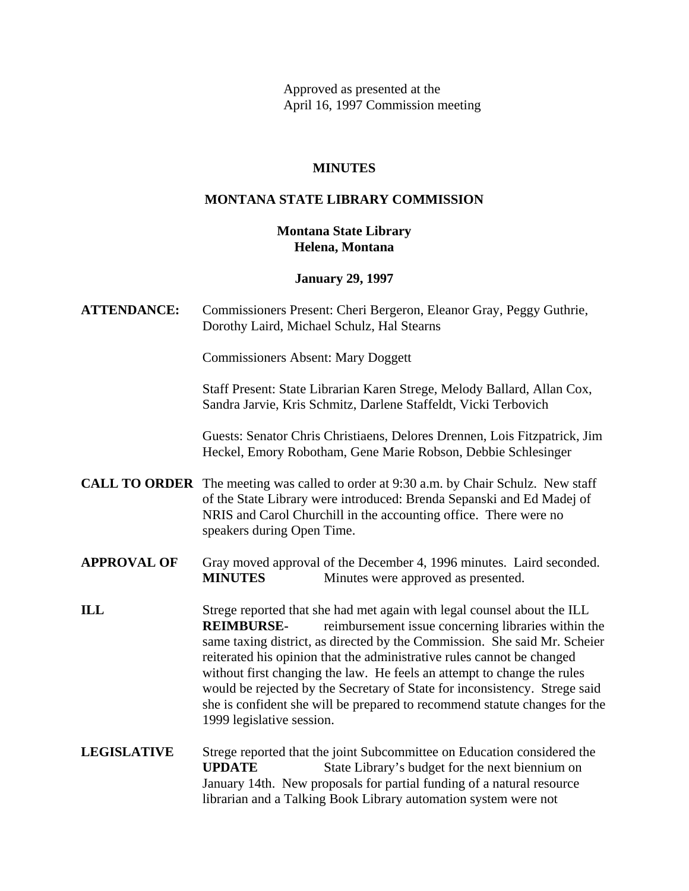Approved as presented at the
April 16, 1997 Commission meeting

# MINUTES

## MONTANA STATE LIBRARY COMMISSION

### Montana State Library
### Helena, Montana

### January 29, 1997

**ATTENDANCE:** Commissioners Present: Cheri Bergeron, Eleanor Gray, Peggy Guthrie, Dorothy Laird, Michael Schulz, Hal Stearns

Commissioners Absent: Mary Doggett

Staff Present: State Librarian Karen Strege, Melody Ballard, Allan Cox, Sandra Jarvie, Kris Schmitz, Darlene Staffeldt, Vicki Terbovich

Guests: Senator Chris Christiaens, Delores Drennen, Lois Fitzpatrick, Jim Heckel, Emory Robotham, Gene Marie Robson, Debbie Schlesinger

**CALL TO ORDER** The meeting was called to order at 9:30 a.m. by Chair Schulz. New staff of the State Library were introduced: Brenda Sepanski and Ed Madej of NRIS and Carol Churchill in the accounting office. There were no speakers during Open Time.

**APPROVAL OF MINUTES** Gray moved approval of the December 4, 1996 minutes. Laird seconded. Minutes were approved as presented.

**ILL REIMBURSE-** Strege reported that she had met again with legal counsel about the ILL reimbursement issue concerning libraries within the same taxing district, as directed by the Commission. She said Mr. Scheier reiterated his opinion that the administrative rules cannot be changed without first changing the law. He feels an attempt to change the rules would be rejected by the Secretary of State for inconsistency. Strege said she is confident she will be prepared to recommend statute changes for the 1999 legislative session.

**LEGISLATIVE UPDATE** Strege reported that the joint Subcommittee on Education considered the State Library's budget for the next biennium on January 14th. New proposals for partial funding of a natural resource librarian and a Talking Book Library automation system were not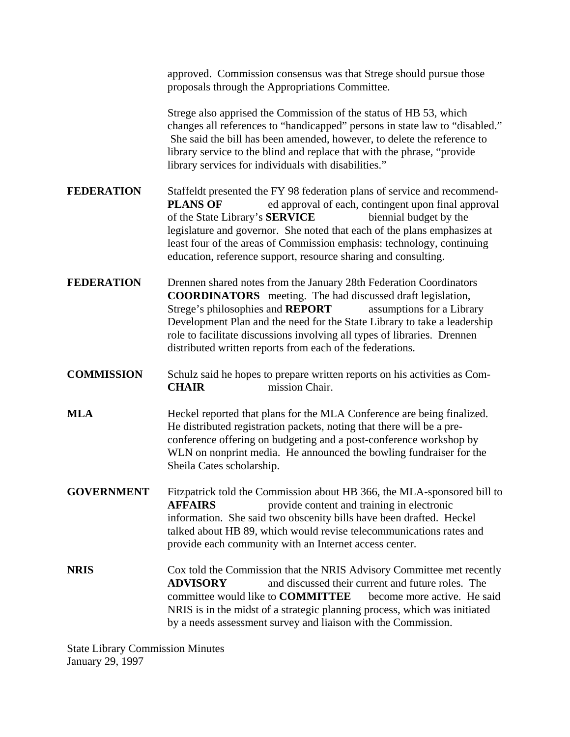approved. Commission consensus was that Strege should pursue those proposals through the Appropriations Committee.

Strege also apprised the Commission of the status of HB 53, which changes all references to "handicapped" persons in state law to "disabled." She said the bill has been amended, however, to delete the reference to library service to the blind and replace that with the phrase, "provide library services for individuals with disabilities."

**FEDERATION PLANS OF SERVICE**

Staffeldt presented the FY 98 federation plans of service and recommended approval of each, contingent upon final approval of the State Library's biennial budget by the legislature and governor. She noted that each of the plans emphasizes at least four of the areas of Commission emphasis: technology, continuing education, reference support, resource sharing and consulting.

**FEDERATION COORDINATORS REPORT**

Drennen shared notes from the January 28th Federation Coordinators meeting. The had discussed draft legislation, Strege's philosophies and assumptions for a Library Development Plan and the need for the State Library to take a leadership role to facilitate discussions involving all types of libraries. Drennen distributed written reports from each of the federations.

**COMMISSION CHAIR**

Schulz said he hopes to prepare written reports on his activities as Commission Chair.

**MLA**

Heckel reported that plans for the MLA Conference are being finalized. He distributed registration packets, noting that there will be a pre-conference offering on budgeting and a post-conference workshop by WLN on nonprint media. He announced the bowling fundraiser for the Sheila Cates scholarship.

**GOVERNMENT AFFAIRS**

Fitzpatrick told the Commission about HB 366, the MLA-sponsored bill to provide content and training in electronic information. She said two obscenity bills have been drafted. Heckel talked about HB 89, which would revise telecommunications rates and provide each community with an Internet access center.

**NRIS ADVISORY COMMITTEE**

Cox told the Commission that the NRIS Advisory Committee met recently and discussed their current and future roles. The committee would like to become more active. He said NRIS is in the midst of a strategic planning process, which was initiated by a needs assessment survey and liaison with the Commission.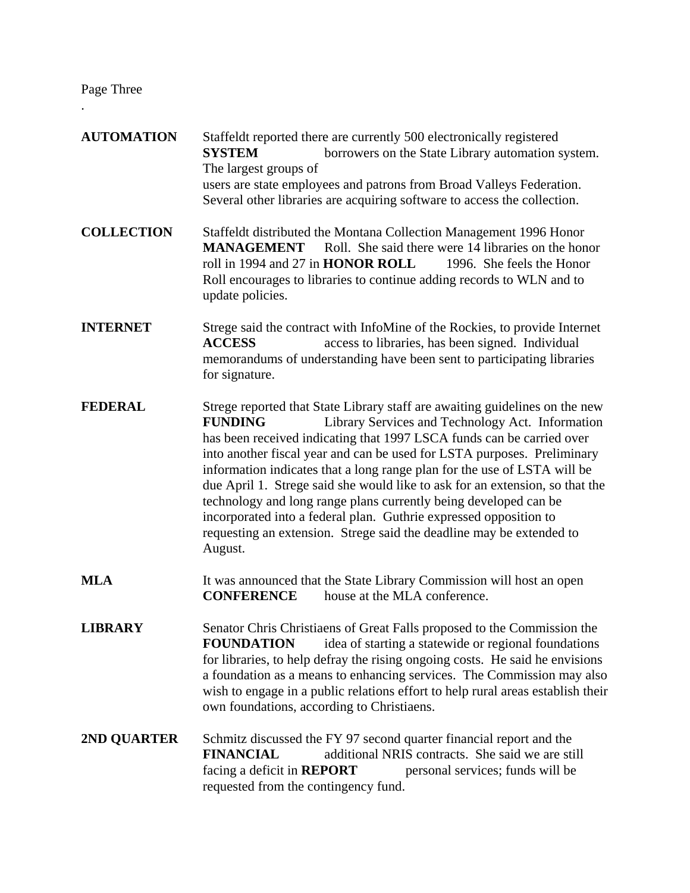**AUTOMATION SYSTEM** Staffeldt reported there are currently 500 electronically registered borrowers on the State Library automation system. The largest groups of users are state employees and patrons from Broad Valleys Federation. Several other libraries are acquiring software to access the collection.

**COLLECTION MANAGEMENT HONOR ROLL** Staffeldt distributed the Montana Collection Management 1996 Honor Roll. She said there were 14 libraries on the honor roll in 1994 and 27 in 1996. She feels the Honor Roll encourages to libraries to continue adding records to WLN and to update policies.

**INTERNET ACCESS** Strege said the contract with InfoMine of the Rockies, to provide Internet access to libraries, has been signed. Individual memorandums of understanding have been sent to participating libraries for signature.

**FEDERAL FUNDING** Strege reported that State Library staff are awaiting guidelines on the new Library Services and Technology Act. Information has been received indicating that 1997 LSCA funds can be carried over into another fiscal year and can be used for LSTA purposes. Preliminary information indicates that a long range plan for the use of LSTA will be due April 1. Strege said she would like to ask for an extension, so that the technology and long range plans currently being developed can be incorporated into a federal plan. Guthrie expressed opposition to requesting an extension. Strege said the deadline may be extended to August.

**MLA CONFERENCE** It was announced that the State Library Commission will host an open house at the MLA conference.

**LIBRARY FOUNDATION** Senator Chris Christiaens of Great Falls proposed to the Commission the idea of starting a statewide or regional foundations for libraries, to help defray the rising ongoing costs. He said he envisions a foundation as a means to enhancing services. The Commission may also wish to engage in a public relations effort to help rural areas establish their own foundations, according to Christiaens.

**2ND QUARTER FINANCIAL REPORT** Schmitz discussed the FY 97 second quarter financial report and the additional NRIS contracts. She said we are still facing a deficit in personal services; funds will be requested from the contingency fund.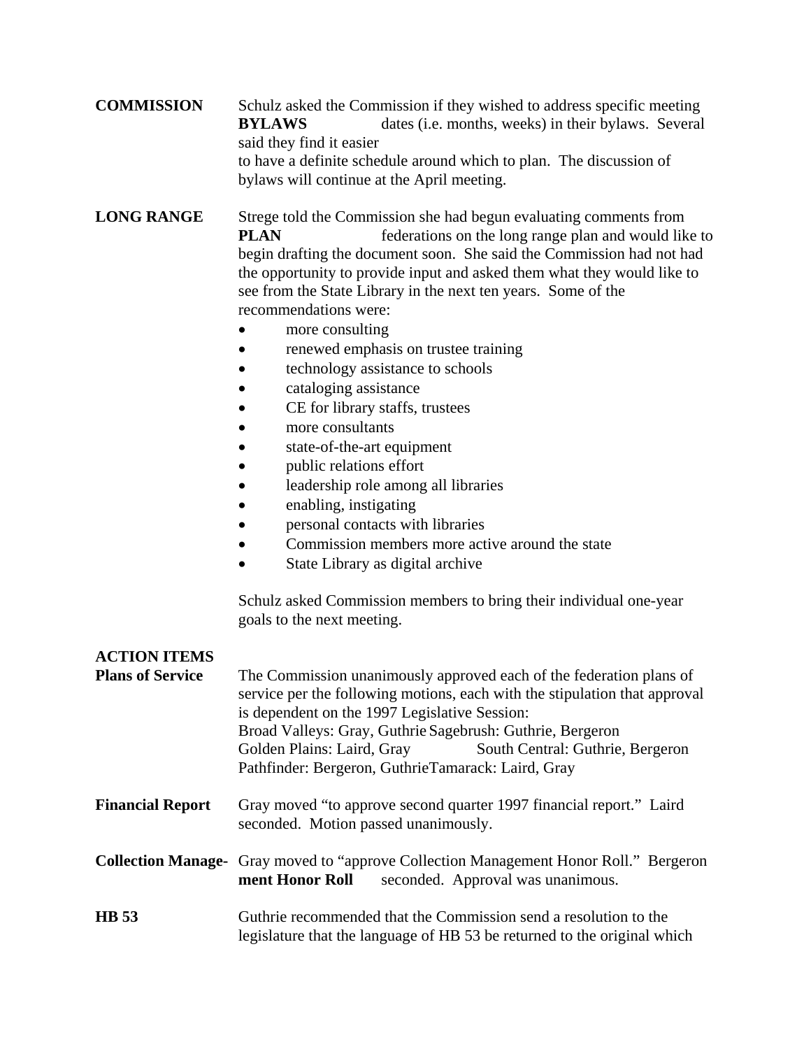**COMMISSION BYLAWS** Schulz asked the Commission if they wished to address specific meeting dates (i.e. months, weeks) in their bylaws. Several said they find it easier to have a definite schedule around which to plan. The discussion of bylaws will continue at the April meeting.

**LONG RANGE PLAN** Strege told the Commission she had begun evaluating comments from federations on the long range plan and would like to begin drafting the document soon. She said the Commission had not had the opportunity to provide input and asked them what they would like to see from the State Library in the next ten years. Some of the recommendations were:

- more consulting
- renewed emphasis on trustee training
- technology assistance to schools
- cataloging assistance
- CE for library staffs, trustees
- more consultants
- state-of-the-art equipment
- public relations effort
- leadership role among all libraries
- enabling, instigating
- personal contacts with libraries
- Commission members more active around the state
- State Library as digital archive

Schulz asked Commission members to bring their individual one-year goals to the next meeting.

**ACTION ITEMS**

**Plans of Service** The Commission unanimously approved each of the federation plans of service per the following motions, each with the stipulation that approval is dependent on the 1997 Legislative Session:

Broad Valleys: Gray, Guthrie
Sagebrush: Guthrie, Bergeron
Golden Plains: Laird, Gray
South Central: Guthrie, Bergeron
Pathfinder: Bergeron, Guthrie
Tamarack: Laird, Gray

**Financial Report** Gray moved "to approve second quarter 1997 financial report." Laird seconded. Motion passed unanimously.

**Collection Management Honor Roll** Gray moved to "approve Collection Management Honor Roll." Bergeron seconded. Approval was unanimous.

**HB 53** Guthrie recommended that the Commission send a resolution to the legislature that the language of HB 53 be returned to the original which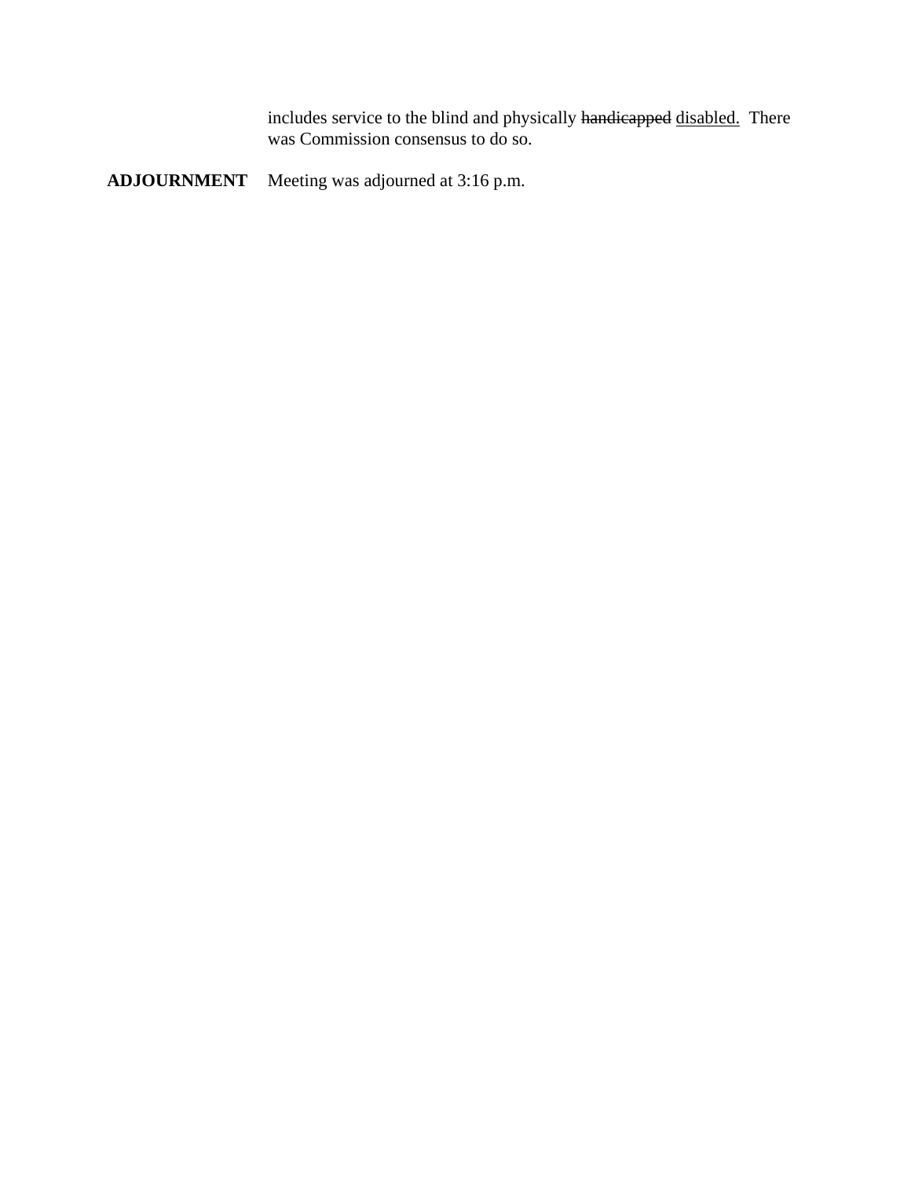includes service to the blind and physically ~~handicapped~~ <u>disabled.</u> There was Commission consensus to do so.

**ADJOURNMENT** Meeting was adjourned at 3:16 p.m.